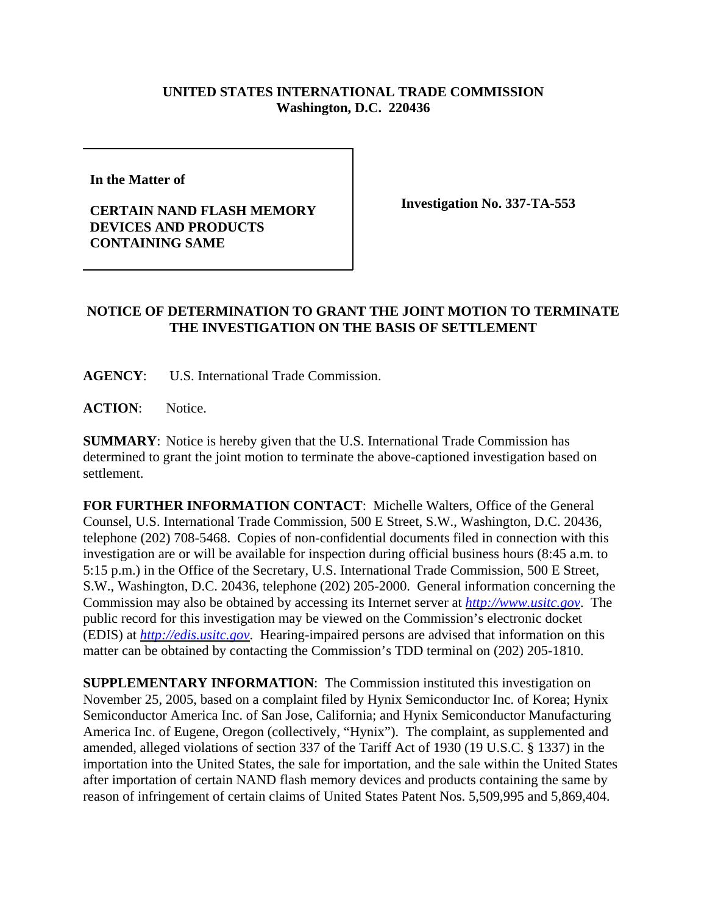**UNITED STATES INTERNATIONAL TRADE COMMISSION**
**Washington, D.C. 220436**

| In the Matter of<br><br>**CERTAIN NAND FLASH MEMORY DEVICES AND PRODUCTS CONTAINING SAME** | **Investigation No. 337-TA-553** |
|---|---|

## NOTICE OF DETERMINATION TO GRANT THE JOINT MOTION TO TERMINATE THE INVESTIGATION ON THE BASIS OF SETTLEMENT

**AGENCY**: U.S. International Trade Commission.

**ACTION**: Notice.

**SUMMARY**: Notice is hereby given that the U.S. International Trade Commission has determined to grant the joint motion to terminate the above-captioned investigation based on settlement.

**FOR FURTHER INFORMATION CONTACT**: Michelle Walters, Office of the General Counsel, U.S. International Trade Commission, 500 E Street, S.W., Washington, D.C. 20436, telephone (202) 708-5468. Copies of non-confidential documents filed in connection with this investigation are or will be available for inspection during official business hours (8:45 a.m. to 5:15 p.m.) in the Office of the Secretary, U.S. International Trade Commission, 500 E Street, S.W., Washington, D.C. 20436, telephone (202) 205-2000. General information concerning the Commission may also be obtained by accessing its Internet server at *http://www.usitc.gov*. The public record for this investigation may be viewed on the Commission's electronic docket (EDIS) at *http://edis.usitc.gov*. Hearing-impaired persons are advised that information on this matter can be obtained by contacting the Commission's TDD terminal on (202) 205-1810.

**SUPPLEMENTARY INFORMATION**: The Commission instituted this investigation on November 25, 2005, based on a complaint filed by Hynix Semiconductor Inc. of Korea; Hynix Semiconductor America Inc. of San Jose, California; and Hynix Semiconductor Manufacturing America Inc. of Eugene, Oregon (collectively, "Hynix"). The complaint, as supplemented and amended, alleged violations of section 337 of the Tariff Act of 1930 (19 U.S.C. § 1337) in the importation into the United States, the sale for importation, and the sale within the United States after importation of certain NAND flash memory devices and products containing the same by reason of infringement of certain claims of United States Patent Nos. 5,509,995 and 5,869,404.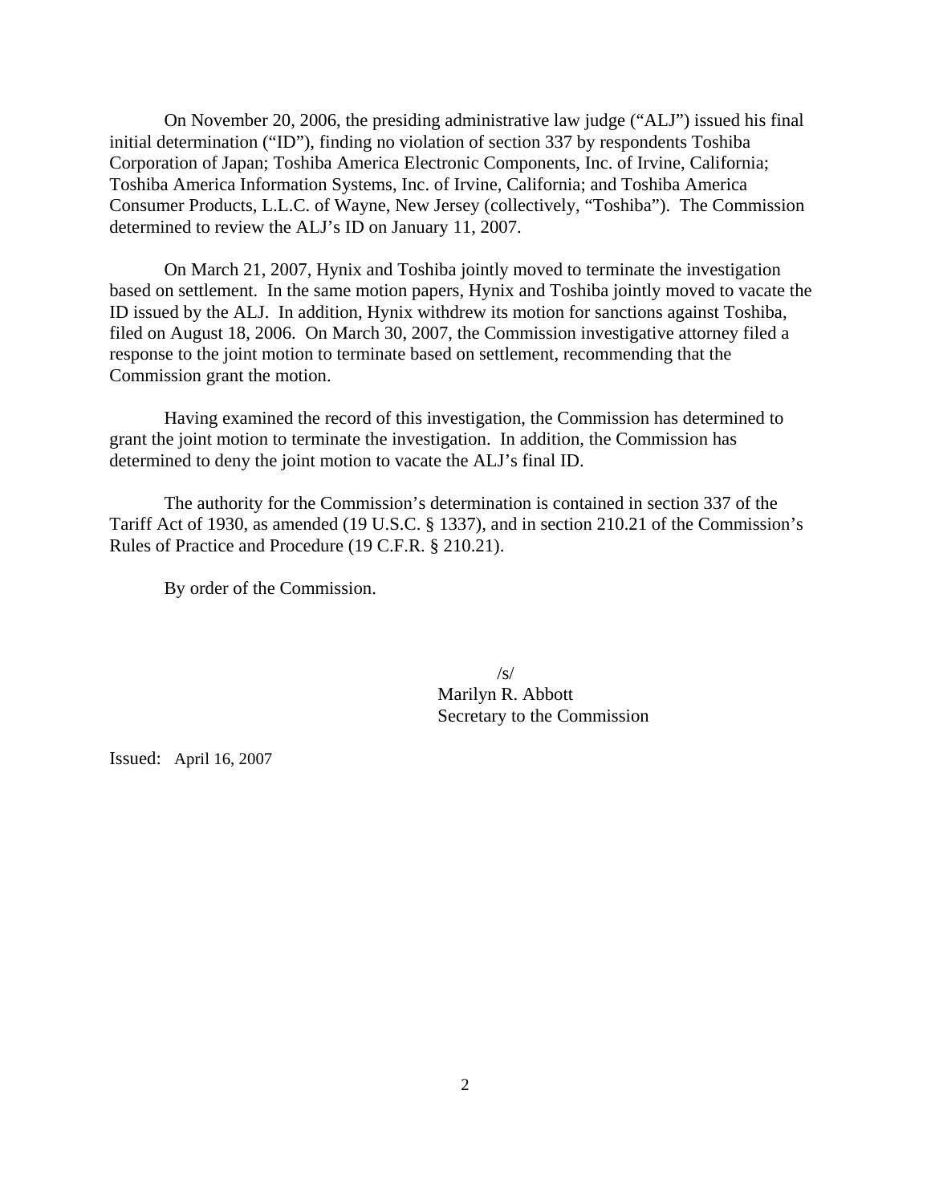On November 20, 2006, the presiding administrative law judge ("ALJ") issued his final initial determination ("ID"), finding no violation of section 337 by respondents Toshiba Corporation of Japan; Toshiba America Electronic Components, Inc. of Irvine, California; Toshiba America Information Systems, Inc. of Irvine, California; and Toshiba America Consumer Products, L.L.C. of Wayne, New Jersey (collectively, "Toshiba"). The Commission determined to review the ALJ's ID on January 11, 2007.

On March 21, 2007, Hynix and Toshiba jointly moved to terminate the investigation based on settlement. In the same motion papers, Hynix and Toshiba jointly moved to vacate the ID issued by the ALJ. In addition, Hynix withdrew its motion for sanctions against Toshiba, filed on August 18, 2006. On March 30, 2007, the Commission investigative attorney filed a response to the joint motion to terminate based on settlement, recommending that the Commission grant the motion.

Having examined the record of this investigation, the Commission has determined to grant the joint motion to terminate the investigation. In addition, the Commission has determined to deny the joint motion to vacate the ALJ's final ID.

The authority for the Commission's determination is contained in section 337 of the Tariff Act of 1930, as amended (19 U.S.C. § 1337), and in section 210.21 of the Commission's Rules of Practice and Procedure (19 C.F.R. § 210.21).

By order of the Commission.

/s/
Marilyn R. Abbott
Secretary to the Commission

Issued: April 16, 2007